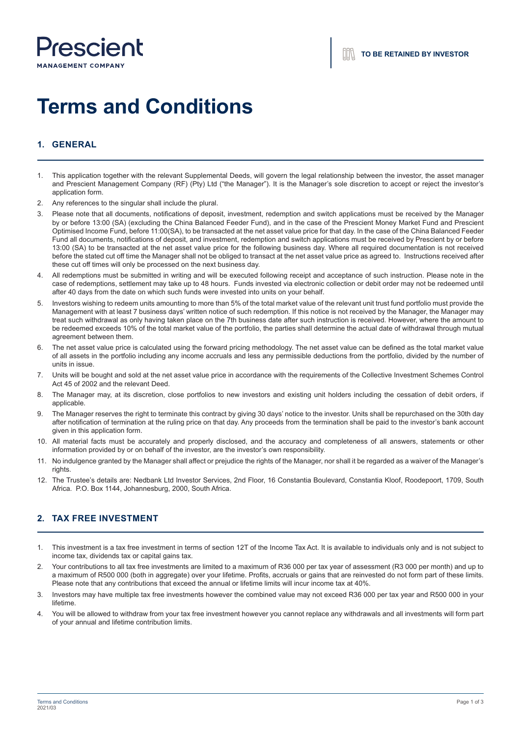Prescient
MANAGEMENT COMPANY

TO BE RETAINED BY INVESTOR

# Terms and Conditions

## 1. GENERAL

1. This application together with the relevant Supplemental Deeds, will govern the legal relationship between the investor, the asset manager and Prescient Management Company (RF) (Pty) Ltd ("the Manager"). It is the Manager's sole discretion to accept or reject the investor's application form.
2. Any references to the singular shall include the plural.
3. Please note that all documents, notifications of deposit, investment, redemption and switch applications must be received by the Manager by or before 13:00 (SA) (excluding the China Balanced Feeder Fund), and in the case of the Prescient Money Market Fund and Prescient Optimised Income Fund, before 11:00(SA), to be transacted at the net asset value price for that day. In the case of the China Balanced Feeder Fund all documents, notifications of deposit, and investment, redemption and switch applications must be received by Prescient by or before 13:00 (SA) to be transacted at the net asset value price for the following business day. Where all required documentation is not received before the stated cut off time the Manager shall not be obliged to transact at the net asset value price as agreed to. Instructions received after these cut off times will only be processed on the next business day.
4. All redemptions must be submitted in writing and will be executed following receipt and acceptance of such instruction. Please note in the case of redemptions, settlement may take up to 48 hours. Funds invested via electronic collection or debit order may not be redeemed until after 40 days from the date on which such funds were invested into units on your behalf.
5. Investors wishing to redeem units amounting to more than 5% of the total market value of the relevant unit trust fund portfolio must provide the Management with at least 7 business days' written notice of such redemption. If this notice is not received by the Manager, the Manager may treat such withdrawal as only having taken place on the 7th business date after such instruction is received. However, where the amount to be redeemed exceeds 10% of the total market value of the portfolio, the parties shall determine the actual date of withdrawal through mutual agreement between them.
6. The net asset value price is calculated using the forward pricing methodology. The net asset value can be defined as the total market value of all assets in the portfolio including any income accruals and less any permissible deductions from the portfolio, divided by the number of units in issue.
7. Units will be bought and sold at the net asset value price in accordance with the requirements of the Collective Investment Schemes Control Act 45 of 2002 and the relevant Deed.
8. The Manager may, at its discretion, close portfolios to new investors and existing unit holders including the cessation of debit orders, if applicable.
9. The Manager reserves the right to terminate this contract by giving 30 days' notice to the investor. Units shall be repurchased on the 30th day after notification of termination at the ruling price on that day. Any proceeds from the termination shall be paid to the investor's bank account given in this application form.
10. All material facts must be accurately and properly disclosed, and the accuracy and completeness of all answers, statements or other information provided by or on behalf of the investor, are the investor's own responsibility.
11. No indulgence granted by the Manager shall affect or prejudice the rights of the Manager, nor shall it be regarded as a waiver of the Manager's rights.
12. The Trustee's details are: Nedbank Ltd Investor Services, 2nd Floor, 16 Constantia Boulevard, Constantia Kloof, Roodepoort, 1709, South Africa. P.O. Box 1144, Johannesburg, 2000, South Africa.

## 2. TAX FREE INVESTMENT

1. This investment is a tax free investment in terms of section 12T of the Income Tax Act. It is available to individuals only and is not subject to income tax, dividends tax or capital gains tax.
2. Your contributions to all tax free investments are limited to a maximum of R36 000 per tax year of assessment (R3 000 per month) and up to a maximum of R500 000 (both in aggregate) over your lifetime. Profits, accruals or gains that are reinvested do not form part of these limits. Please note that any contributions that exceed the annual or lifetime limits will incur income tax at 40%.
3. Investors may have multiple tax free investments however the combined value may not exceed R36 000 per tax year and R500 000 in your lifetime.
4. You will be allowed to withdraw from your tax free investment however you cannot replace any withdrawals and all investments will form part of your annual and lifetime contribution limits.

Terms and Conditions
2021/03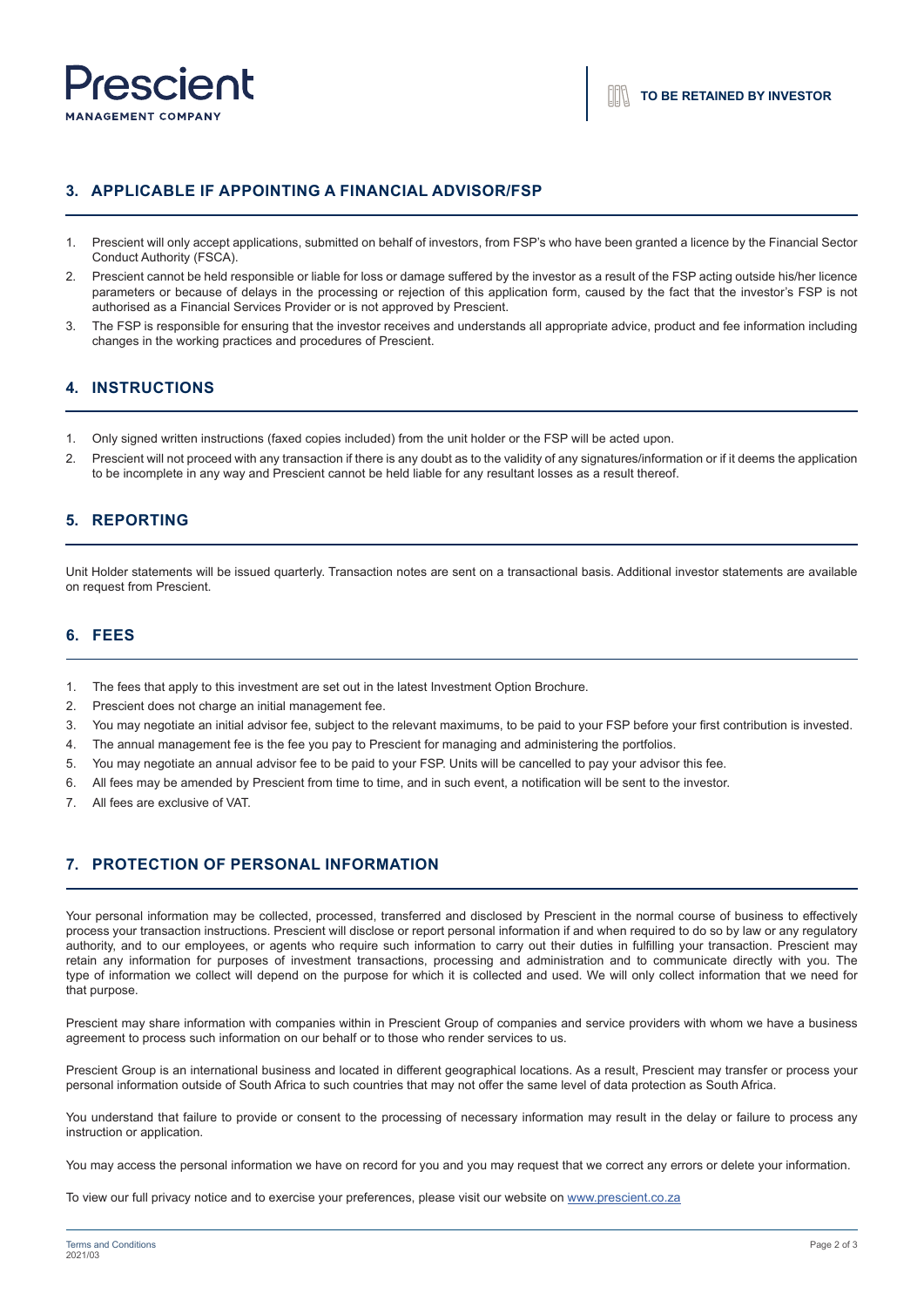**TO BE RETAINED BY INVESTOR**

## 3. APPLICABLE IF APPOINTING A FINANCIAL ADVISOR/FSP

1. Prescient will only accept applications, submitted on behalf of investors, from FSP's who have been granted a licence by the Financial Sector Conduct Authority (FSCA).
2. Prescient cannot be held responsible or liable for loss or damage suffered by the investor as a result of the FSP acting outside his/her licence parameters or because of delays in the processing or rejection of this application form, caused by the fact that the investor's FSP is not authorised as a Financial Services Provider or is not approved by Prescient.
3. The FSP is responsible for ensuring that the investor receives and understands all appropriate advice, product and fee information including changes in the working practices and procedures of Prescient.

## 4. INSTRUCTIONS

1. Only signed written instructions (faxed copies included) from the unit holder or the FSP will be acted upon.
2. Prescient will not proceed with any transaction if there is any doubt as to the validity of any signatures/information or if it deems the application to be incomplete in any way and Prescient cannot be held liable for any resultant losses as a result thereof.

## 5. REPORTING

Unit Holder statements will be issued quarterly. Transaction notes are sent on a transactional basis. Additional investor statements are available on request from Prescient.

## 6. FEES

1. The fees that apply to this investment are set out in the latest Investment Option Brochure.
2. Prescient does not charge an initial management fee.
3. You may negotiate an initial advisor fee, subject to the relevant maximums, to be paid to your FSP before your first contribution is invested.
4. The annual management fee is the fee you pay to Prescient for managing and administering the portfolios.
5. You may negotiate an annual advisor fee to be paid to your FSP. Units will be cancelled to pay your advisor this fee.
6. All fees may be amended by Prescient from time to time, and in such event, a notification will be sent to the investor.
7. All fees are exclusive of VAT.

## 7. PROTECTION OF PERSONAL INFORMATION

Your personal information may be collected, processed, transferred and disclosed by Prescient in the normal course of business to effectively process your transaction instructions. Prescient will disclose or report personal information if and when required to do so by law or any regulatory authority, and to our employees, or agents who require such information to carry out their duties in fulfilling your transaction. Prescient may retain any information for purposes of investment transactions, processing and administration and to communicate directly with you. The type of information we collect will depend on the purpose for which it is collected and used. We will only collect information that we need for that purpose.

Prescient may share information with companies within in Prescient Group of companies and service providers with whom we have a business agreement to process such information on our behalf or to those who render services to us.

Prescient Group is an international business and located in different geographical locations. As a result, Prescient may transfer or process your personal information outside of South Africa to such countries that may not offer the same level of data protection as South Africa.

You understand that failure to provide or consent to the processing of necessary information may result in the delay or failure to process any instruction or application.

You may access the personal information we have on record for you and you may request that we correct any errors or delete your information.

To view our full privacy notice and to exercise your preferences, please visit our website on www.prescient.co.za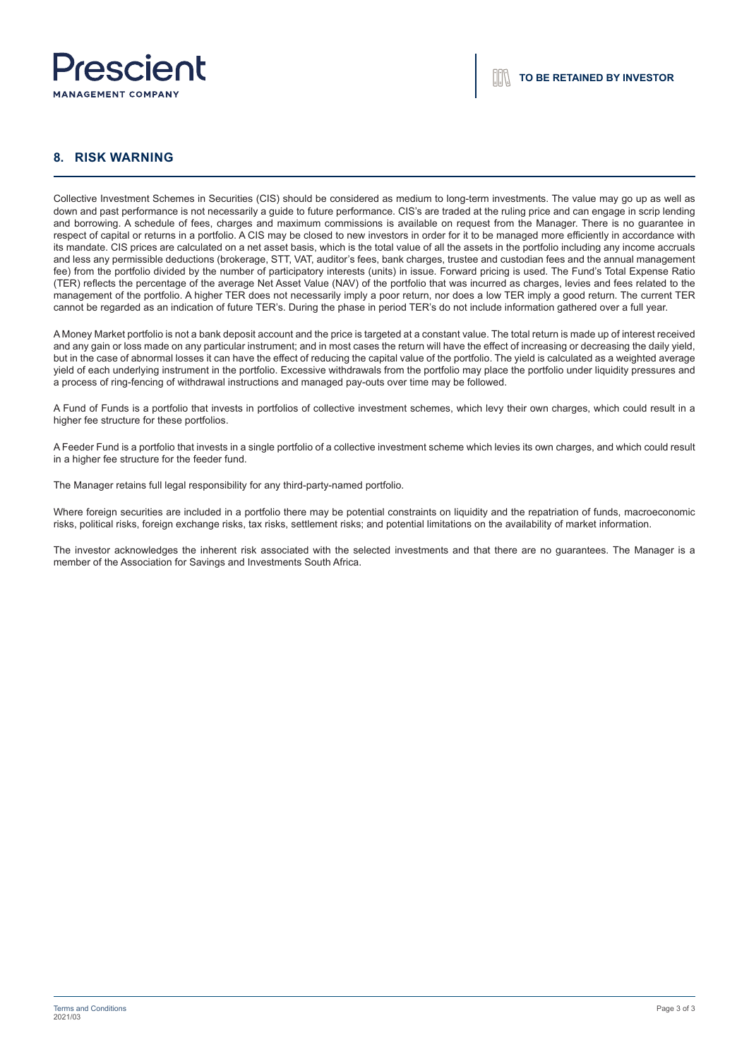## 8. RISK WARNING

Collective Investment Schemes in Securities (CIS) should be considered as medium to long-term investments. The value may go up as well as down and past performance is not necessarily a guide to future performance. CIS's are traded at the ruling price and can engage in scrip lending and borrowing. A schedule of fees, charges and maximum commissions is available on request from the Manager. There is no guarantee in respect of capital or returns in a portfolio. A CIS may be closed to new investors in order for it to be managed more efficiently in accordance with its mandate. CIS prices are calculated on a net asset basis, which is the total value of all the assets in the portfolio including any income accruals and less any permissible deductions (brokerage, STT, VAT, auditor's fees, bank charges, trustee and custodian fees and the annual management fee) from the portfolio divided by the number of participatory interests (units) in issue. Forward pricing is used. The Fund's Total Expense Ratio (TER) reflects the percentage of the average Net Asset Value (NAV) of the portfolio that was incurred as charges, levies and fees related to the management of the portfolio. A higher TER does not necessarily imply a poor return, nor does a low TER imply a good return. The current TER cannot be regarded as an indication of future TER's. During the phase in period TER's do not include information gathered over a full year.

A Money Market portfolio is not a bank deposit account and the price is targeted at a constant value. The total return is made up of interest received and any gain or loss made on any particular instrument; and in most cases the return will have the effect of increasing or decreasing the daily yield, but in the case of abnormal losses it can have the effect of reducing the capital value of the portfolio. The yield is calculated as a weighted average yield of each underlying instrument in the portfolio. Excessive withdrawals from the portfolio may place the portfolio under liquidity pressures and a process of ring-fencing of withdrawal instructions and managed pay-outs over time may be followed.

A Fund of Funds is a portfolio that invests in portfolios of collective investment schemes, which levy their own charges, which could result in a higher fee structure for these portfolios.

A Feeder Fund is a portfolio that invests in a single portfolio of a collective investment scheme which levies its own charges, and which could result in a higher fee structure for the feeder fund.

The Manager retains full legal responsibility for any third-party-named portfolio.

Where foreign securities are included in a portfolio there may be potential constraints on liquidity and the repatriation of funds, macroeconomic risks, political risks, foreign exchange risks, tax risks, settlement risks; and potential limitations on the availability of market information.

The investor acknowledges the inherent risk associated with the selected investments and that there are no guarantees. The Manager is a member of the Association for Savings and Investments South Africa.